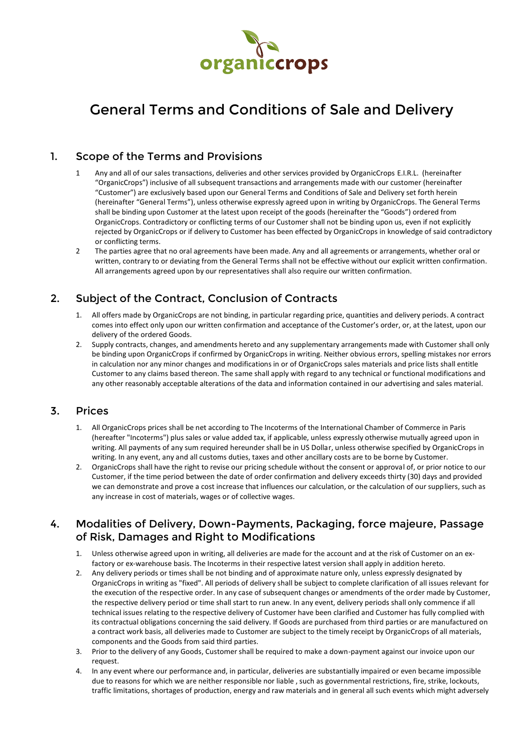organiccrops

# General Terms and Conditions of Sale and Delivery

## 1. Scope of the Terms and Provisions

1. Any and all of our sales transactions, deliveries and other services provided by OrganicCrops E.I.R.L. (hereinafter "OrganicCrops") inclusive of all subsequent transactions and arrangements made with our customer (hereinafter "Customer") are exclusively based upon our General Terms and Conditions of Sale and Delivery set forth herein (hereinafter "General Terms"), unless otherwise expressly agreed upon in writing by OrganicCrops. The General Terms shall be binding upon Customer at the latest upon receipt of the goods (hereinafter the "Goods") ordered from OrganicCrops. Contradictory or conflicting terms of our Customer shall not be binding upon us, even if not explicitly rejected by OrganicCrops or if delivery to Customer has been effected by OrganicCrops in knowledge of said contradictory or conflicting terms.
2. The parties agree that no oral agreements have been made. Any and all agreements or arrangements, whether oral or written, contrary to or deviating from the General Terms shall not be effective without our explicit written confirmation. All arrangements agreed upon by our representatives shall also require our written confirmation.

## 2. Subject of the Contract, Conclusion of Contracts

1. All offers made by OrganicCrops are not binding, in particular regarding price, quantities and delivery periods. A contract comes into effect only upon our written confirmation and acceptance of the Customer's order, or, at the latest, upon our delivery of the ordered Goods.
2. Supply contracts, changes, and amendments hereto and any supplementary arrangements made with Customer shall only be binding upon OrganicCrops if confirmed by OrganicCrops in writing. Neither obvious errors, spelling mistakes nor errors in calculation nor any minor changes and modifications in or of OrganicCrops sales materials and price lists shall entitle Customer to any claims based thereon. The same shall apply with regard to any technical or functional modifications and any other reasonably acceptable alterations of the data and information contained in our advertising and sales material.

## 3. Prices

1. All OrganicCrops prices shall be net according to The Incoterms of the International Chamber of Commerce in Paris (hereafter "Incoterms") plus sales or value added tax, if applicable, unless expressly otherwise mutually agreed upon in writing. All payments of any sum required hereunder shall be in US Dollar, unless otherwise specified by OrganicCrops in writing. In any event, any and all customs duties, taxes and other ancillary costs are to be borne by Customer.
2. OrganicCrops shall have the right to revise our pricing schedule without the consent or approval of, or prior notice to our Customer, if the time period between the date of order confirmation and delivery exceeds thirty (30) days and provided we can demonstrate and prove a cost increase that influences our calculation, or the calculation of our suppliers, such as any increase in cost of materials, wages or of collective wages.

## 4. Modalities of Delivery, Down-Payments, Packaging, force majeure, Passage of Risk, Damages and Right to Modifications

1. Unless otherwise agreed upon in writing, all deliveries are made for the account and at the risk of Customer on an ex-factory or ex-warehouse basis. The Incoterms in their respective latest version shall apply in addition hereto.
2. Any delivery periods or times shall be not binding and of approximate nature only, unless expressly designated by OrganicCrops in writing as "fixed". All periods of delivery shall be subject to complete clarification of all issues relevant for the execution of the respective order. In any case of subsequent changes or amendments of the order made by Customer, the respective delivery period or time shall start to run anew. In any event, delivery periods shall only commence if all technical issues relating to the respective delivery of Customer have been clarified and Customer has fully complied with its contractual obligations concerning the said delivery. If Goods are purchased from third parties or are manufactured on a contract work basis, all deliveries made to Customer are subject to the timely receipt by OrganicCrops of all materials, components and the Goods from said third parties.
3. Prior to the delivery of any Goods, Customer shall be required to make a down-payment against our invoice upon our request.
4. In any event where our performance and, in particular, deliveries are substantially impaired or even became impossible due to reasons for which we are neither responsible nor liable , such as governmental restrictions, fire, strike, lockouts, traffic limitations, shortages of production, energy and raw materials and in general all such events which might adversely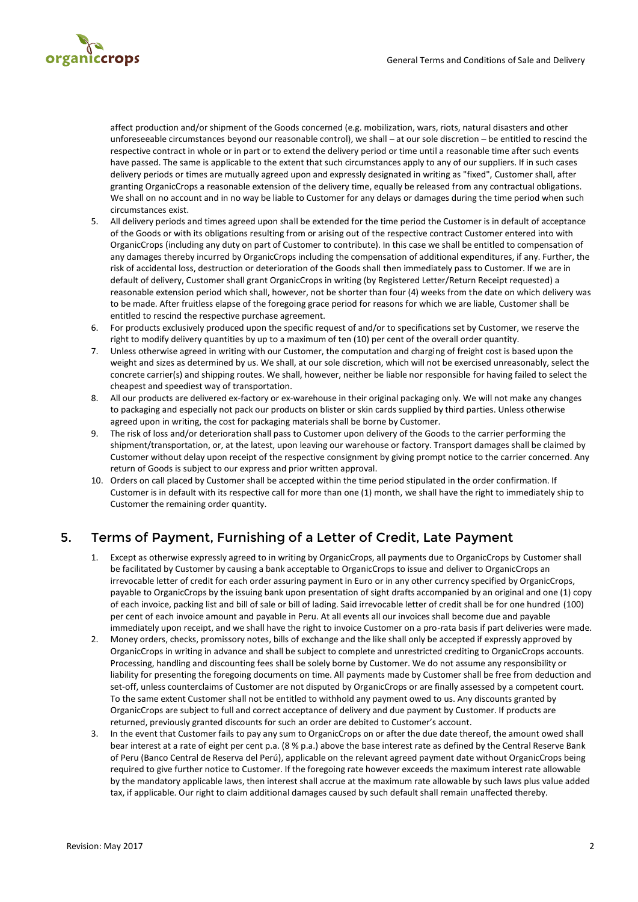affect production and/or shipment of the Goods concerned (e.g. mobilization, wars, riots, natural disasters and other unforeseeable circumstances beyond our reasonable control), we shall – at our sole discretion – be entitled to rescind the respective contract in whole or in part or to extend the delivery period or time until a reasonable time after such events have passed. The same is applicable to the extent that such circumstances apply to any of our suppliers. If in such cases delivery periods or times are mutually agreed upon and expressly designated in writing as "fixed", Customer shall, after granting OrganicCrops a reasonable extension of the delivery time, equally be released from any contractual obligations. We shall on no account and in no way be liable to Customer for any delays or damages during the time period when such circumstances exist.

5. All delivery periods and times agreed upon shall be extended for the time period the Customer is in default of acceptance of the Goods or with its obligations resulting from or arising out of the respective contract Customer entered into with OrganicCrops (including any duty on part of Customer to contribute). In this case we shall be entitled to compensation of any damages thereby incurred by OrganicCrops including the compensation of additional expenditures, if any. Further, the risk of accidental loss, destruction or deterioration of the Goods shall then immediately pass to Customer. If we are in default of delivery, Customer shall grant OrganicCrops in writing (by Registered Letter/Return Receipt requested) a reasonable extension period which shall, however, not be shorter than four (4) weeks from the date on which delivery was to be made. After fruitless elapse of the foregoing grace period for reasons for which we are liable, Customer shall be entitled to rescind the respective purchase agreement.
6. For products exclusively produced upon the specific request of and/or to specifications set by Customer, we reserve the right to modify delivery quantities by up to a maximum of ten (10) per cent of the overall order quantity.
7. Unless otherwise agreed in writing with our Customer, the computation and charging of freight cost is based upon the weight and sizes as determined by us. We shall, at our sole discretion, which will not be exercised unreasonably, select the concrete carrier(s) and shipping routes. We shall, however, neither be liable nor responsible for having failed to select the cheapest and speediest way of transportation.
8. All our products are delivered ex-factory or ex-warehouse in their original packaging only. We will not make any changes to packaging and especially not pack our products on blister or skin cards supplied by third parties. Unless otherwise agreed upon in writing, the cost for packaging materials shall be borne by Customer.
9. The risk of loss and/or deterioration shall pass to Customer upon delivery of the Goods to the carrier performing the shipment/transportation, or, at the latest, upon leaving our warehouse or factory. Transport damages shall be claimed by Customer without delay upon receipt of the respective consignment by giving prompt notice to the carrier concerned. Any return of Goods is subject to our express and prior written approval.
10. Orders on call placed by Customer shall be accepted within the time period stipulated in the order confirmation. If Customer is in default with its respective call for more than one (1) month, we shall have the right to immediately ship to Customer the remaining order quantity.

## 5. Terms of Payment, Furnishing of a Letter of Credit, Late Payment

1. Except as otherwise expressly agreed to in writing by OrganicCrops, all payments due to OrganicCrops by Customer shall be facilitated by Customer by causing a bank acceptable to OrganicCrops to issue and deliver to OrganicCrops an irrevocable letter of credit for each order assuring payment in Euro or in any other currency specified by OrganicCrops, payable to OrganicCrops by the issuing bank upon presentation of sight drafts accompanied by an original and one (1) copy of each invoice, packing list and bill of sale or bill of lading. Said irrevocable letter of credit shall be for one hundred (100) per cent of each invoice amount and payable in Peru. At all events all our invoices shall become due and payable immediately upon receipt, and we shall have the right to invoice Customer on a pro-rata basis if part deliveries were made.
2. Money orders, checks, promissory notes, bills of exchange and the like shall only be accepted if expressly approved by OrganicCrops in writing in advance and shall be subject to complete and unrestricted crediting to OrganicCrops accounts. Processing, handling and discounting fees shall be solely borne by Customer. We do not assume any responsibility or liability for presenting the foregoing documents on time. All payments made by Customer shall be free from deduction and set-off, unless counterclaims of Customer are not disputed by OrganicCrops or are finally assessed by a competent court. To the same extent Customer shall not be entitled to withhold any payment owed to us. Any discounts granted by OrganicCrops are subject to full and correct acceptance of delivery and due payment by Customer. If products are returned, previously granted discounts for such an order are debited to Customer's account.
3. In the event that Customer fails to pay any sum to OrganicCrops on or after the due date thereof, the amount owed shall bear interest at a rate of eight per cent p.a. (8 % p.a.) above the base interest rate as defined by the Central Reserve Bank of Peru (Banco Central de Reserva del Perú), applicable on the relevant agreed payment date without OrganicCrops being required to give further notice to Customer. If the foregoing rate however exceeds the maximum interest rate allowable by the mandatory applicable laws, then interest shall accrue at the maximum rate allowable by such laws plus value added tax, if applicable. Our right to claim additional damages caused by such default shall remain unaffected thereby.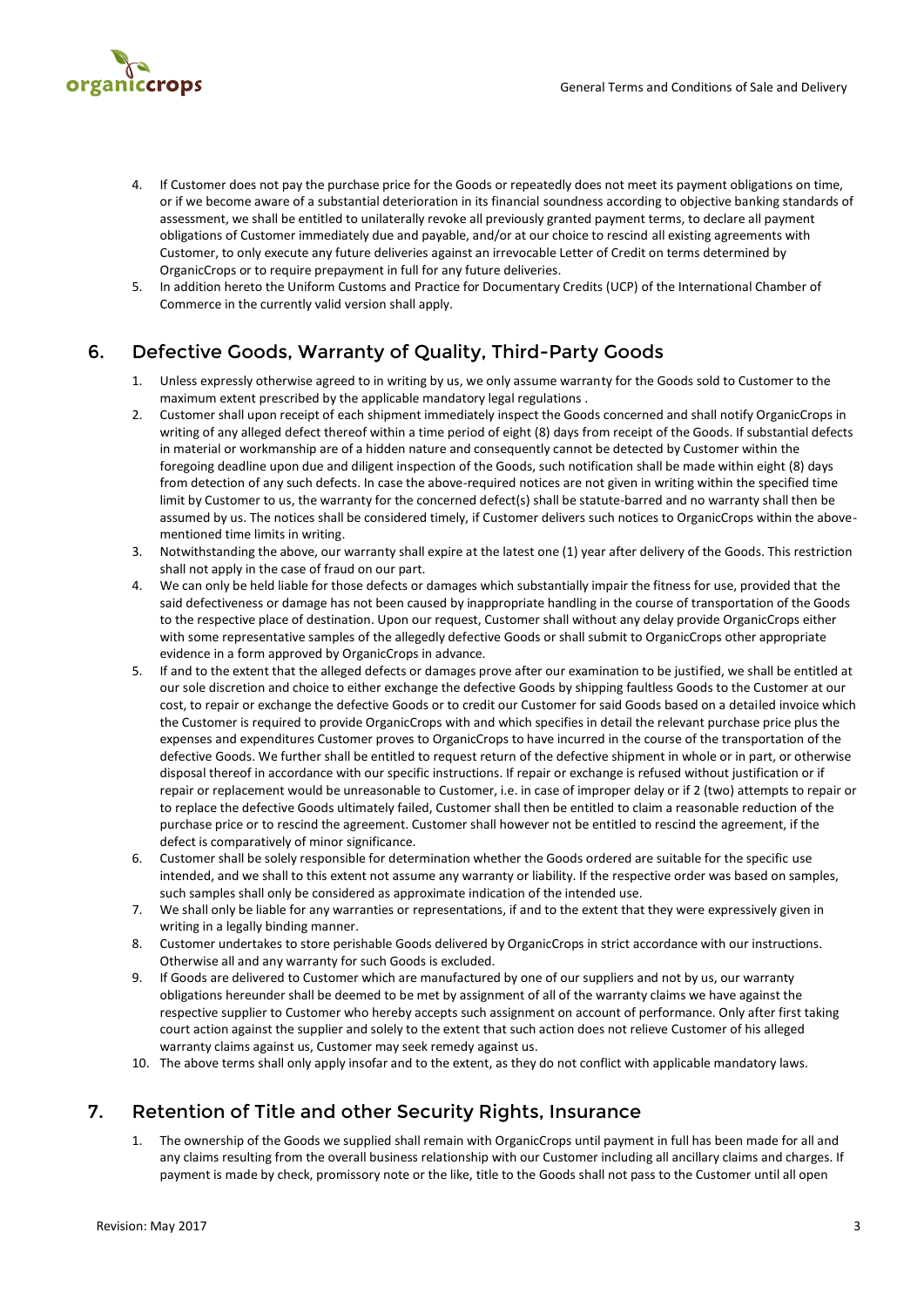4. If Customer does not pay the purchase price for the Goods or repeatedly does not meet its payment obligations on time, or if we become aware of a substantial deterioration in its financial soundness according to objective banking standards of assessment, we shall be entitled to unilaterally revoke all previously granted payment terms, to declare all payment obligations of Customer immediately due and payable, and/or at our choice to rescind all existing agreements with Customer, to only execute any future deliveries against an irrevocable Letter of Credit on terms determined by OrganicCrops or to require prepayment in full for any future deliveries.
5. In addition hereto the Uniform Customs and Practice for Documentary Credits (UCP) of the International Chamber of Commerce in the currently valid version shall apply.

## 6. Defective Goods, Warranty of Quality, Third-Party Goods

1. Unless expressly otherwise agreed to in writing by us, we only assume warranty for the Goods sold to Customer to the maximum extent prescribed by the applicable mandatory legal regulations .
2. Customer shall upon receipt of each shipment immediately inspect the Goods concerned and shall notify OrganicCrops in writing of any alleged defect thereof within a time period of eight (8) days from receipt of the Goods. If substantial defects in material or workmanship are of a hidden nature and consequently cannot be detected by Customer within the foregoing deadline upon due and diligent inspection of the Goods, such notification shall be made within eight (8) days from detection of any such defects. In case the above-required notices are not given in writing within the specified time limit by Customer to us, the warranty for the concerned defect(s) shall be statute-barred and no warranty shall then be assumed by us. The notices shall be considered timely, if Customer delivers such notices to OrganicCrops within the above-mentioned time limits in writing.
3. Notwithstanding the above, our warranty shall expire at the latest one (1) year after delivery of the Goods. This restriction shall not apply in the case of fraud on our part.
4. We can only be held liable for those defects or damages which substantially impair the fitness for use, provided that the said defectiveness or damage has not been caused by inappropriate handling in the course of transportation of the Goods to the respective place of destination. Upon our request, Customer shall without any delay provide OrganicCrops either with some representative samples of the allegedly defective Goods or shall submit to OrganicCrops other appropriate evidence in a form approved by OrganicCrops in advance.
5. If and to the extent that the alleged defects or damages prove after our examination to be justified, we shall be entitled at our sole discretion and choice to either exchange the defective Goods by shipping faultless Goods to the Customer at our cost, to repair or exchange the defective Goods or to credit our Customer for said Goods based on a detailed invoice which the Customer is required to provide OrganicCrops with and which specifies in detail the relevant purchase price plus the expenses and expenditures Customer proves to OrganicCrops to have incurred in the course of the transportation of the defective Goods. We further shall be entitled to request return of the defective shipment in whole or in part, or otherwise disposal thereof in accordance with our specific instructions. If repair or exchange is refused without justification or if repair or replacement would be unreasonable to Customer, i.e. in case of improper delay or if 2 (two) attempts to repair or to replace the defective Goods ultimately failed, Customer shall then be entitled to claim a reasonable reduction of the purchase price or to rescind the agreement. Customer shall however not be entitled to rescind the agreement, if the defect is comparatively of minor significance.
6. Customer shall be solely responsible for determination whether the Goods ordered are suitable for the specific use intended, and we shall to this extent not assume any warranty or liability. If the respective order was based on samples, such samples shall only be considered as approximate indication of the intended use.
7. We shall only be liable for any warranties or representations, if and to the extent that they were expressively given in writing in a legally binding manner.
8. Customer undertakes to store perishable Goods delivered by OrganicCrops in strict accordance with our instructions. Otherwise all and any warranty for such Goods is excluded.
9. If Goods are delivered to Customer which are manufactured by one of our suppliers and not by us, our warranty obligations hereunder shall be deemed to be met by assignment of all of the warranty claims we have against the respective supplier to Customer who hereby accepts such assignment on account of performance. Only after first taking court action against the supplier and solely to the extent that such action does not relieve Customer of his alleged warranty claims against us, Customer may seek remedy against us.
10. The above terms shall only apply insofar and to the extent, as they do not conflict with applicable mandatory laws.

## 7. Retention of Title and other Security Rights, Insurance

1. The ownership of the Goods we supplied shall remain with OrganicCrops until payment in full has been made for all and any claims resulting from the overall business relationship with our Customer including all ancillary claims and charges. If payment is made by check, promissory note or the like, title to the Goods shall not pass to the Customer until all open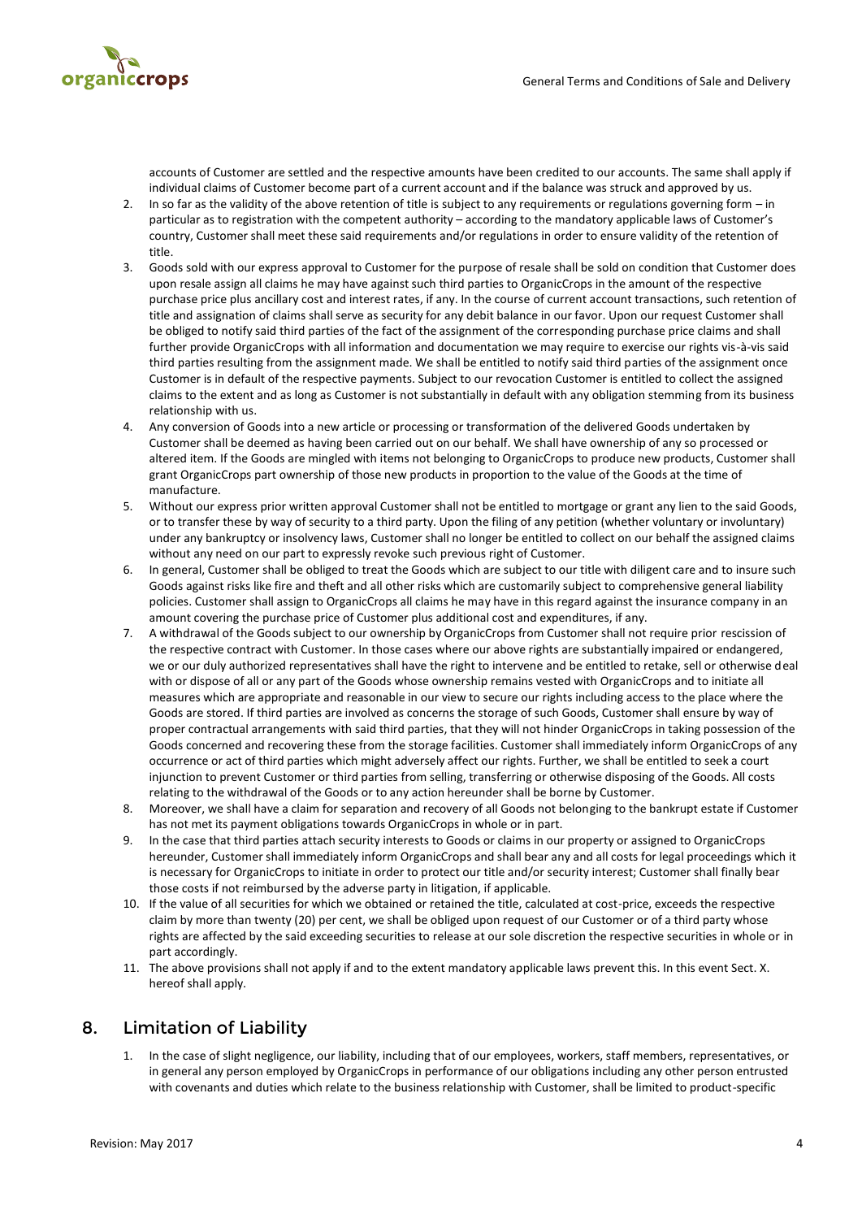accounts of Customer are settled and the respective amounts have been credited to our accounts. The same shall apply if individual claims of Customer become part of a current account and if the balance was struck and approved by us.

2. In so far as the validity of the above retention of title is subject to any requirements or regulations governing form – in particular as to registration with the competent authority – according to the mandatory applicable laws of Customer's country, Customer shall meet these said requirements and/or regulations in order to ensure validity of the retention of title.
3. Goods sold with our express approval to Customer for the purpose of resale shall be sold on condition that Customer does upon resale assign all claims he may have against such third parties to OrganicCrops in the amount of the respective purchase price plus ancillary cost and interest rates, if any. In the course of current account transactions, such retention of title and assignation of claims shall serve as security for any debit balance in our favor. Upon our request Customer shall be obliged to notify said third parties of the fact of the assignment of the corresponding purchase price claims and shall further provide OrganicCrops with all information and documentation we may require to exercise our rights vis-à-vis said third parties resulting from the assignment made. We shall be entitled to notify said third parties of the assignment once Customer is in default of the respective payments. Subject to our revocation Customer is entitled to collect the assigned claims to the extent and as long as Customer is not substantially in default with any obligation stemming from its business relationship with us.
4. Any conversion of Goods into a new article or processing or transformation of the delivered Goods undertaken by Customer shall be deemed as having been carried out on our behalf. We shall have ownership of any so processed or altered item. If the Goods are mingled with items not belonging to OrganicCrops to produce new products, Customer shall grant OrganicCrops part ownership of those new products in proportion to the value of the Goods at the time of manufacture.
5. Without our express prior written approval Customer shall not be entitled to mortgage or grant any lien to the said Goods, or to transfer these by way of security to a third party. Upon the filing of any petition (whether voluntary or involuntary) under any bankruptcy or insolvency laws, Customer shall no longer be entitled to collect on our behalf the assigned claims without any need on our part to expressly revoke such previous right of Customer.
6. In general, Customer shall be obliged to treat the Goods which are subject to our title with diligent care and to insure such Goods against risks like fire and theft and all other risks which are customarily subject to comprehensive general liability policies. Customer shall assign to OrganicCrops all claims he may have in this regard against the insurance company in an amount covering the purchase price of Customer plus additional cost and expenditures, if any.
7. A withdrawal of the Goods subject to our ownership by OrganicCrops from Customer shall not require prior rescission of the respective contract with Customer. In those cases where our above rights are substantially impaired or endangered, we or our duly authorized representatives shall have the right to intervene and be entitled to retake, sell or otherwise deal with or dispose of all or any part of the Goods whose ownership remains vested with OrganicCrops and to initiate all measures which are appropriate and reasonable in our view to secure our rights including access to the place where the Goods are stored. If third parties are involved as concerns the storage of such Goods, Customer shall ensure by way of proper contractual arrangements with said third parties, that they will not hinder OrganicCrops in taking possession of the Goods concerned and recovering these from the storage facilities. Customer shall immediately inform OrganicCrops of any occurrence or act of third parties which might adversely affect our rights. Further, we shall be entitled to seek a court injunction to prevent Customer or third parties from selling, transferring or otherwise disposing of the Goods. All costs relating to the withdrawal of the Goods or to any action hereunder shall be borne by Customer.
8. Moreover, we shall have a claim for separation and recovery of all Goods not belonging to the bankrupt estate if Customer has not met its payment obligations towards OrganicCrops in whole or in part.
9. In the case that third parties attach security interests to Goods or claims in our property or assigned to OrganicCrops hereunder, Customer shall immediately inform OrganicCrops and shall bear any and all costs for legal proceedings which it is necessary for OrganicCrops to initiate in order to protect our title and/or security interest; Customer shall finally bear those costs if not reimbursed by the adverse party in litigation, if applicable.
10. If the value of all securities for which we obtained or retained the title, calculated at cost-price, exceeds the respective claim by more than twenty (20) per cent, we shall be obliged upon request of our Customer or of a third party whose rights are affected by the said exceeding securities to release at our sole discretion the respective securities in whole or in part accordingly.
11. The above provisions shall not apply if and to the extent mandatory applicable laws prevent this. In this event Sect. X. hereof shall apply.

## 8. Limitation of Liability

1. In the case of slight negligence, our liability, including that of our employees, workers, staff members, representatives, or in general any person employed by OrganicCrops in performance of our obligations including any other person entrusted with covenants and duties which relate to the business relationship with Customer, shall be limited to product-specific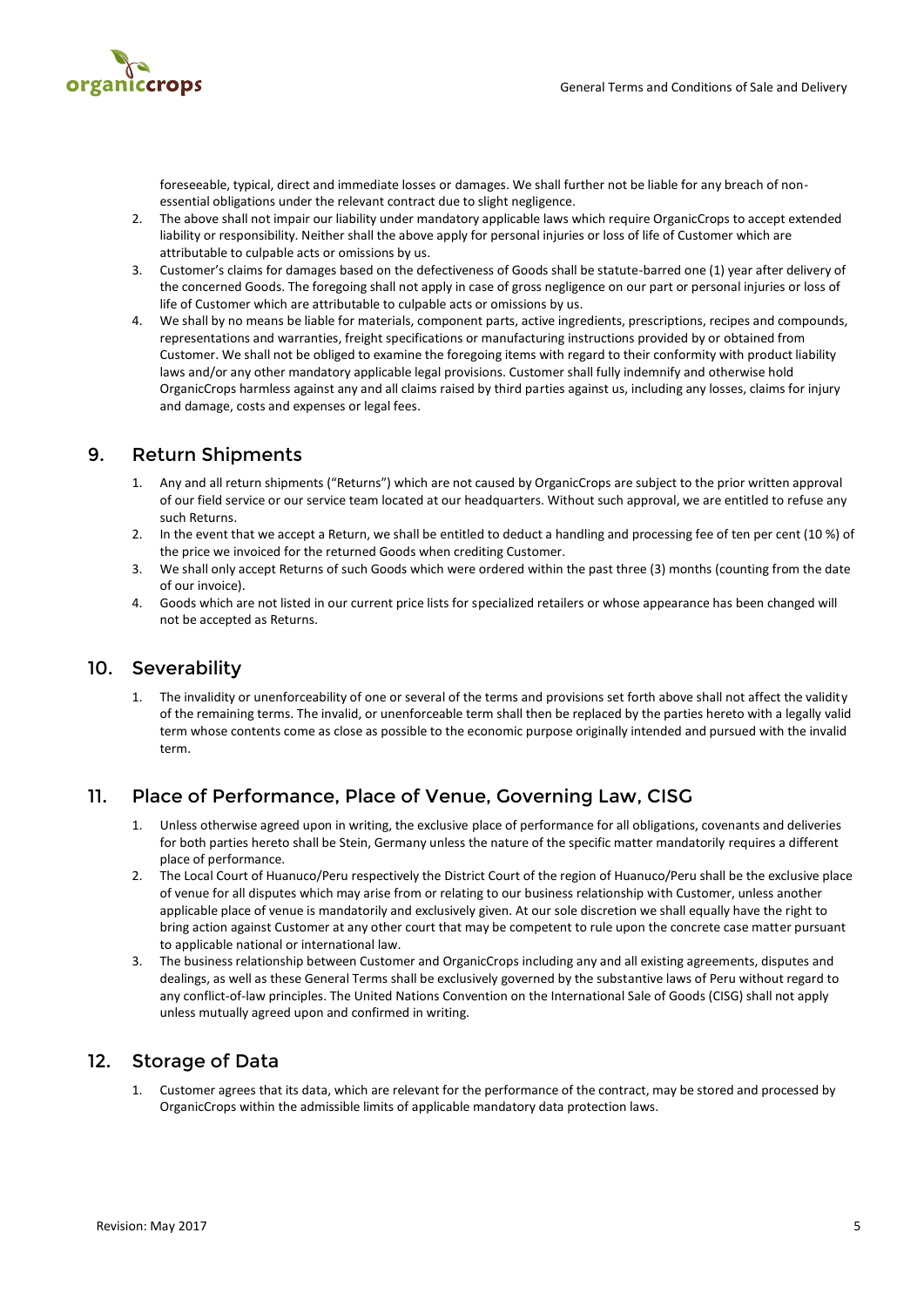foreseeable, typical, direct and immediate losses or damages. We shall further not be liable for any breach of non-essential obligations under the relevant contract due to slight negligence.

2. The above shall not impair our liability under mandatory applicable laws which require OrganicCrops to accept extended liability or responsibility. Neither shall the above apply for personal injuries or loss of life of Customer which are attributable to culpable acts or omissions by us.
3. Customer's claims for damages based on the defectiveness of Goods shall be statute-barred one (1) year after delivery of the concerned Goods. The foregoing shall not apply in case of gross negligence on our part or personal injuries or loss of life of Customer which are attributable to culpable acts or omissions by us.
4. We shall by no means be liable for materials, component parts, active ingredients, prescriptions, recipes and compounds, representations and warranties, freight specifications or manufacturing instructions provided by or obtained from Customer. We shall not be obliged to examine the foregoing items with regard to their conformity with product liability laws and/or any other mandatory applicable legal provisions. Customer shall fully indemnify and otherwise hold OrganicCrops harmless against any and all claims raised by third parties against us, including any losses, claims for injury and damage, costs and expenses or legal fees.

## 9. Return Shipments

1. Any and all return shipments ("Returns") which are not caused by OrganicCrops are subject to the prior written approval of our field service or our service team located at our headquarters. Without such approval, we are entitled to refuse any such Returns.
2. In the event that we accept a Return, we shall be entitled to deduct a handling and processing fee of ten per cent (10 %) of the price we invoiced for the returned Goods when crediting Customer.
3. We shall only accept Returns of such Goods which were ordered within the past three (3) months (counting from the date of our invoice).
4. Goods which are not listed in our current price lists for specialized retailers or whose appearance has been changed will not be accepted as Returns.

## 10. Severability

1. The invalidity or unenforceability of one or several of the terms and provisions set forth above shall not affect the validity of the remaining terms. The invalid, or unenforceable term shall then be replaced by the parties hereto with a legally valid term whose contents come as close as possible to the economic purpose originally intended and pursued with the invalid term.

## 11. Place of Performance, Place of Venue, Governing Law, CISG

1. Unless otherwise agreed upon in writing, the exclusive place of performance for all obligations, covenants and deliveries for both parties hereto shall be Stein, Germany unless the nature of the specific matter mandatorily requires a different place of performance.
2. The Local Court of Huanuco/Peru respectively the District Court of the region of Huanuco/Peru shall be the exclusive place of venue for all disputes which may arise from or relating to our business relationship with Customer, unless another applicable place of venue is mandatorily and exclusively given. At our sole discretion we shall equally have the right to bring action against Customer at any other court that may be competent to rule upon the concrete case matter pursuant to applicable national or international law.
3. The business relationship between Customer and OrganicCrops including any and all existing agreements, disputes and dealings, as well as these General Terms shall be exclusively governed by the substantive laws of Peru without regard to any conflict-of-law principles. The United Nations Convention on the International Sale of Goods (CISG) shall not apply unless mutually agreed upon and confirmed in writing.

## 12. Storage of Data

1. Customer agrees that its data, which are relevant for the performance of the contract, may be stored and processed by OrganicCrops within the admissible limits of applicable mandatory data protection laws.